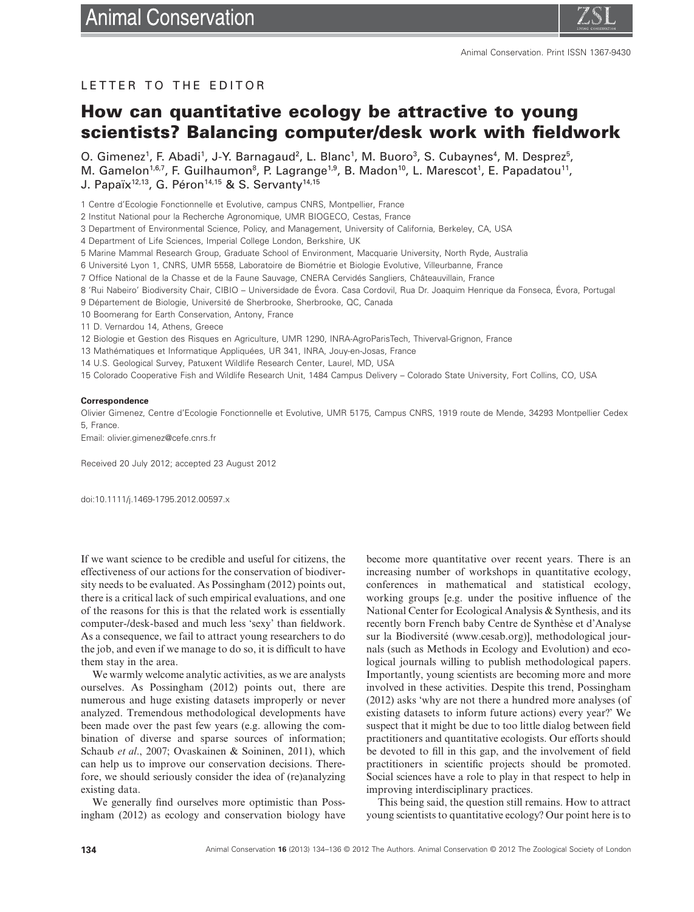LETTER TO THE EDITOR

# How can quantitative ecology be attractive to young scientists? Balancing computer/desk work with fieldwork

O. Gimenez[1], F. Abadi[1], J-Y. Barnagaud[2], L. Blanc[1], M. Buoro[3], S. Cubaynes[4], M. Desprez[5], M. Gamelon[1,6,7], F. Guilhaumon[8], P. Lagrange[1,9], B. Madon[10], L. Marescot[1], E. Papadatou[11], J. Papaïx[12,13], G. Péron[14,15] & S. Servanty[14,15]

1 Centre d'Ecologie Fonctionnelle et Evolutive, campus CNRS, Montpellier, France
2 Institut National pour la Recherche Agronomique, UMR BIOGECO, Cestas, France
3 Department of Environmental Science, Policy, and Management, University of California, Berkeley, CA, USA
4 Department of Life Sciences, Imperial College London, Berkshire, UK
5 Marine Mammal Research Group, Graduate School of Environment, Macquarie University, North Ryde, Australia
6 Université Lyon 1, CNRS, UMR 5558, Laboratoire de Biométrie et Biologie Evolutive, Villeurbanne, France
7 Office National de la Chasse et de la Faune Sauvage, CNERA Cervidés Sangliers, Châteauvillain, France
8 'Rui Nabeiro' Biodiversity Chair, CIBIO – Universidade de Évora. Casa Cordovil, Rua Dr. Joaquim Henrique da Fonseca, Évora, Portugal
9 Département de Biologie, Université de Sherbrooke, Sherbrooke, QC, Canada
10 Boomerang for Earth Conservation, Antony, France
11 D. Vernardou 14, Athens, Greece
12 Biologie et Gestion des Risques en Agriculture, UMR 1290, INRA-AgroParisTech, Thiverval-Grignon, France
13 Mathématiques et Informatique Appliquées, UR 341, INRA, Jouy-en-Josas, France
14 U.S. Geological Survey, Patuxent Wildlife Research Center, Laurel, MD, USA
15 Colorado Cooperative Fish and Wildlife Research Unit, 1484 Campus Delivery – Colorado State University, Fort Collins, CO, USA

**Correspondence**
Olivier Gimenez, Centre d'Ecologie Fonctionnelle et Evolutive, UMR 5175, Campus CNRS, 1919 route de Mende, 34293 Montpellier Cedex 5, France.
Email: olivier.gimenez@cefe.cnrs.fr

Received 20 July 2012; accepted 23 August 2012

doi:10.1111/j.1469-1795.2012.00597.x

If we want science to be credible and useful for citizens, the effectiveness of our actions for the conservation of biodiversity needs to be evaluated. As Possingham (2012) points out, there is a critical lack of such empirical evaluations, and one of the reasons for this is that the related work is essentially computer-/desk-based and much less 'sexy' than fieldwork. As a consequence, we fail to attract young researchers to do the job, and even if we manage to do so, it is difficult to have them stay in the area.

We warmly welcome analytic activities, as we are analysts ourselves. As Possingham (2012) points out, there are numerous and huge existing datasets improperly or never analyzed. Tremendous methodological developments have been made over the past few years (e.g. allowing the combination of diverse and sparse sources of information; Schaub *et al*., 2007; Ovaskainen & Soininen, 2011), which can help us to improve our conservation decisions. Therefore, we should seriously consider the idea of (re)analyzing existing data.

We generally find ourselves more optimistic than Possingham (2012) as ecology and conservation biology have become more quantitative over recent years. There is an increasing number of workshops in quantitative ecology, conferences in mathematical and statistical ecology, working groups [e.g. under the positive influence of the National Center for Ecological Analysis & Synthesis, and its recently born French baby Centre de Synthèse et d'Analyse sur la Biodiversité (www.cesab.org)], methodological journals (such as Methods in Ecology and Evolution) and ecological journals willing to publish methodological papers. Importantly, young scientists are becoming more and more involved in these activities. Despite this trend, Possingham (2012) asks 'why are not there a hundred more analyses (of existing datasets to inform future actions) every year?' We suspect that it might be due to too little dialog between field practitioners and quantitative ecologists. Our efforts should be devoted to fill in this gap, and the involvement of field practitioners in scientific projects should be promoted. Social sciences have a role to play in that respect to help in improving interdisciplinary practices.

This being said, the question still remains. How to attract young scientists to quantitative ecology? Our point here is to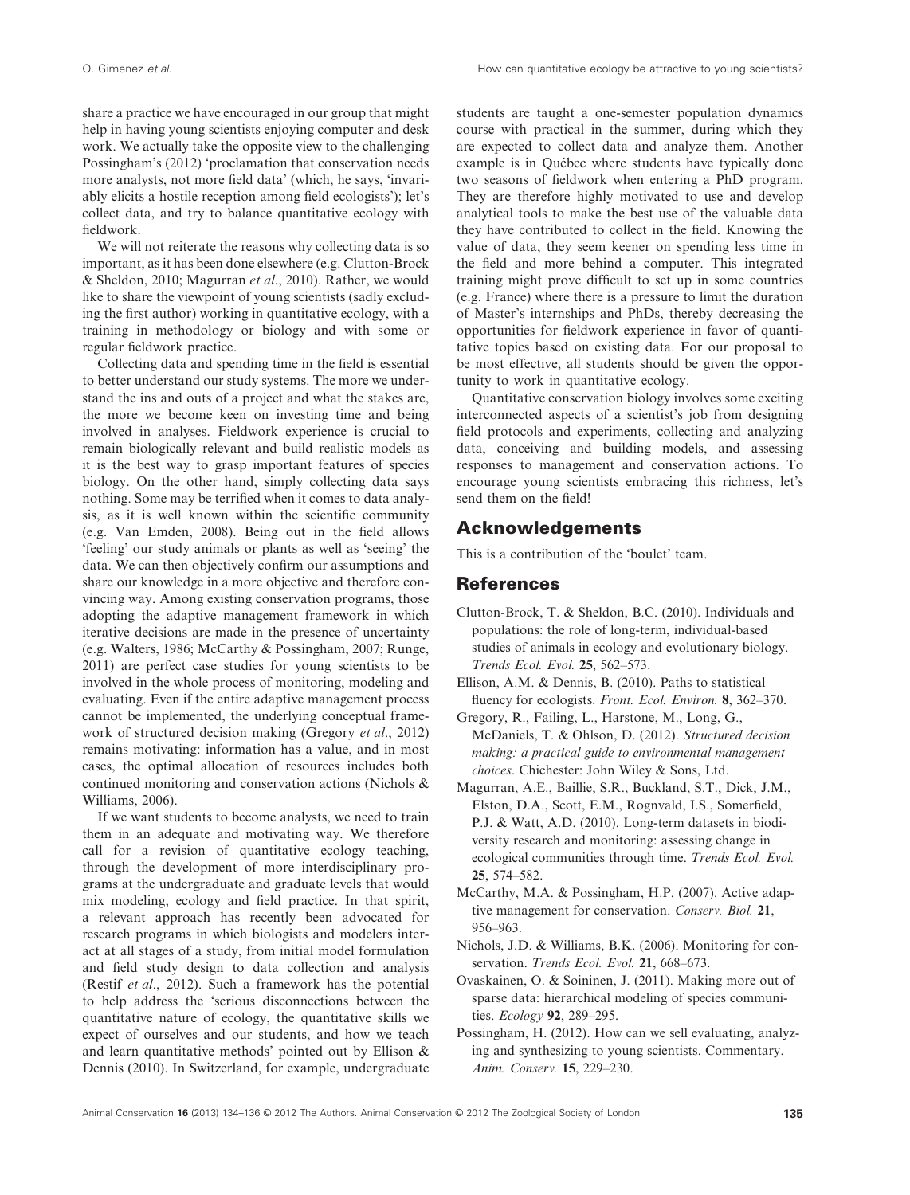share a practice we have encouraged in our group that might help in having young scientists enjoying computer and desk work. We actually take the opposite view to the challenging Possingham's (2012) 'proclamation that conservation needs more analysts, not more field data' (which, he says, 'invariably elicits a hostile reception among field ecologists'); let's collect data, and try to balance quantitative ecology with fieldwork.

We will not reiterate the reasons why collecting data is so important, as it has been done elsewhere (e.g. Clutton-Brock & Sheldon, 2010; Magurran *et al*., 2010). Rather, we would like to share the viewpoint of young scientists (sadly excluding the first author) working in quantitative ecology, with a training in methodology or biology and with some or regular fieldwork practice.

Collecting data and spending time in the field is essential to better understand our study systems. The more we understand the ins and outs of a project and what the stakes are, the more we become keen on investing time and being involved in analyses. Fieldwork experience is crucial to remain biologically relevant and build realistic models as it is the best way to grasp important features of species biology. On the other hand, simply collecting data says nothing. Some may be terrified when it comes to data analysis, as it is well known within the scientific community (e.g. Van Emden, 2008). Being out in the field allows 'feeling' our study animals or plants as well as 'seeing' the data. We can then objectively confirm our assumptions and share our knowledge in a more objective and therefore convincing way. Among existing conservation programs, those adopting the adaptive management framework in which iterative decisions are made in the presence of uncertainty (e.g. Walters, 1986; McCarthy & Possingham, 2007; Runge, 2011) are perfect case studies for young scientists to be involved in the whole process of monitoring, modeling and evaluating. Even if the entire adaptive management process cannot be implemented, the underlying conceptual framework of structured decision making (Gregory *et al*., 2012) remains motivating: information has a value, and in most cases, the optimal allocation of resources includes both continued monitoring and conservation actions (Nichols & Williams, 2006).

If we want students to become analysts, we need to train them in an adequate and motivating way. We therefore call for a revision of quantitative ecology teaching, through the development of more interdisciplinary programs at the undergraduate and graduate levels that would mix modeling, ecology and field practice. In that spirit, a relevant approach has recently been advocated for research programs in which biologists and modelers interact at all stages of a study, from initial model formulation and field study design to data collection and analysis (Restif *et al*., 2012). Such a framework has the potential to help address the 'serious disconnections between the quantitative nature of ecology, the quantitative skills we expect of ourselves and our students, and how we teach and learn quantitative methods' pointed out by Ellison & Dennis (2010). In Switzerland, for example, undergraduate students are taught a one-semester population dynamics course with practical in the summer, during which they are expected to collect data and analyze them. Another example is in Québec where students have typically done two seasons of fieldwork when entering a PhD program. They are therefore highly motivated to use and develop analytical tools to make the best use of the valuable data they have contributed to collect in the field. Knowing the value of data, they seem keener on spending less time in the field and more behind a computer. This integrated training might prove difficult to set up in some countries (e.g. France) where there is a pressure to limit the duration of Master's internships and PhDs, thereby decreasing the opportunities for fieldwork experience in favor of quantitative topics based on existing data. For our proposal to be most effective, all students should be given the opportunity to work in quantitative ecology.

Quantitative conservation biology involves some exciting interconnected aspects of a scientist's job from designing field protocols and experiments, collecting and analyzing data, conceiving and building models, and assessing responses to management and conservation actions. To encourage young scientists embracing this richness, let's send them on the field!

## Acknowledgements

This is a contribution of the 'boulet' team.

## References

Clutton-Brock, T. & Sheldon, B.C. (2010). Individuals and populations: the role of long-term, individual-based studies of animals in ecology and evolutionary biology. *Trends Ecol. Evol.* **25**, 562–573.

Ellison, A.M. & Dennis, B. (2010). Paths to statistical fluency for ecologists. *Front. Ecol. Environ.* **8**, 362–370.

Gregory, R., Failing, L., Harstone, M., Long, G., McDaniels, T. & Ohlson, D. (2012). *Structured decision making: a practical guide to environmental management choices*. Chichester: John Wiley & Sons, Ltd.

Magurran, A.E., Baillie, S.R., Buckland, S.T., Dick, J.M., Elston, D.A., Scott, E.M., Rognvald, I.S., Somerfield, P.J. & Watt, A.D. (2010). Long-term datasets in biodiversity research and monitoring: assessing change in ecological communities through time. *Trends Ecol. Evol.* **25**, 574–582.

McCarthy, M.A. & Possingham, H.P. (2007). Active adaptive management for conservation. *Conserv. Biol.* **21**, 956–963.

Nichols, J.D. & Williams, B.K. (2006). Monitoring for conservation. *Trends Ecol. Evol.* **21**, 668–673.

Ovaskainen, O. & Soininen, J. (2011). Making more out of sparse data: hierarchical modeling of species communities. *Ecology* **92**, 289–295.

Possingham, H. (2012). How can we sell evaluating, analyzing and synthesizing to young scientists. Commentary. *Anim. Conserv.* **15**, 229–230.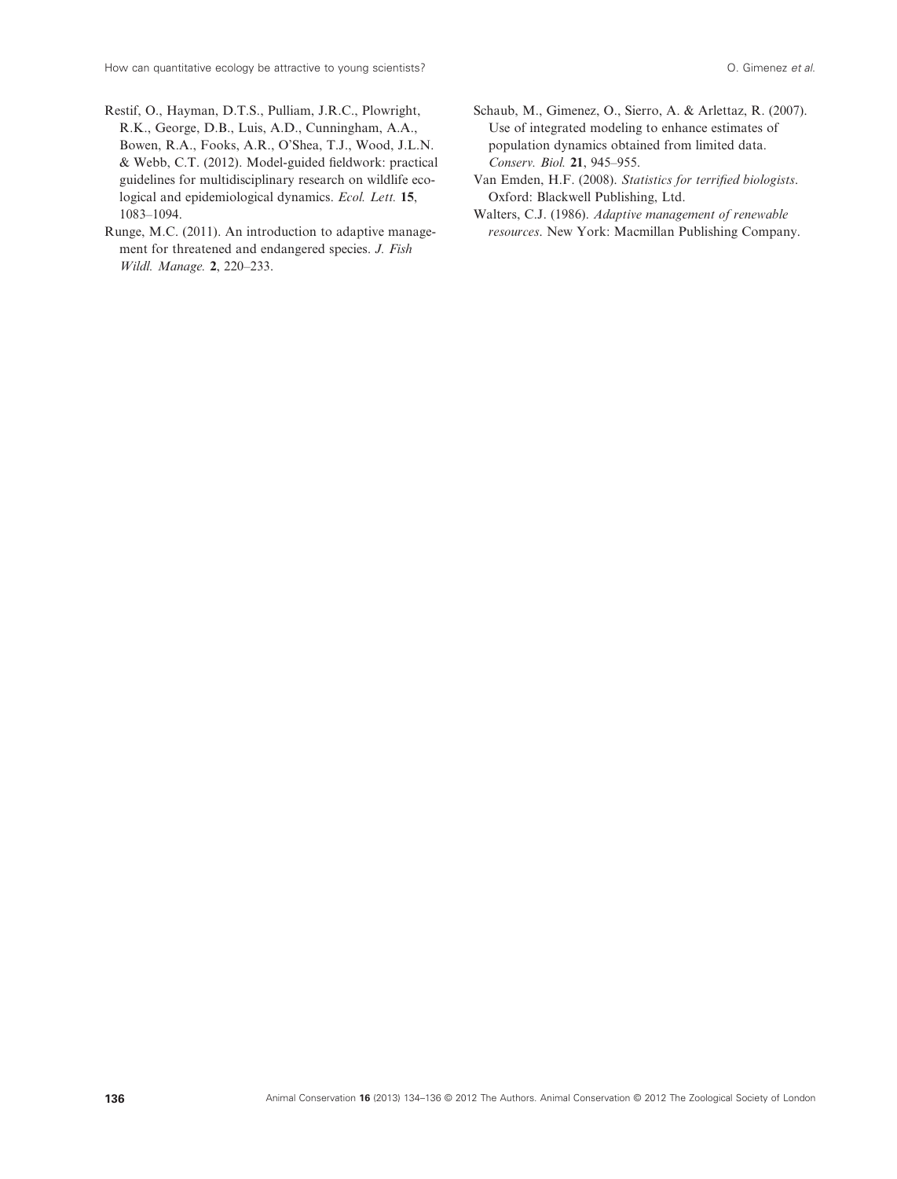Restif, O., Hayman, D.T.S., Pulliam, J.R.C., Plowright, R.K., George, D.B., Luis, A.D., Cunningham, A.A., Bowen, R.A., Fooks, A.R., O'Shea, T.J., Wood, J.L.N. & Webb, C.T. (2012). Model-guided fieldwork: practical guidelines for multidisciplinary research on wildlife ecological and epidemiological dynamics. *Ecol. Lett.* **15**, 1083–1094.

Runge, M.C. (2011). An introduction to adaptive management for threatened and endangered species. *J. Fish Wildl. Manage.* **2**, 220–233.

Schaub, M., Gimenez, O., Sierro, A. & Arlettaz, R. (2007). Use of integrated modeling to enhance estimates of population dynamics obtained from limited data. *Conserv. Biol.* **21**, 945–955.

Van Emden, H.F. (2008). *Statistics for terrified biologists*. Oxford: Blackwell Publishing, Ltd.

Walters, C.J. (1986). *Adaptive management of renewable resources*. New York: Macmillan Publishing Company.